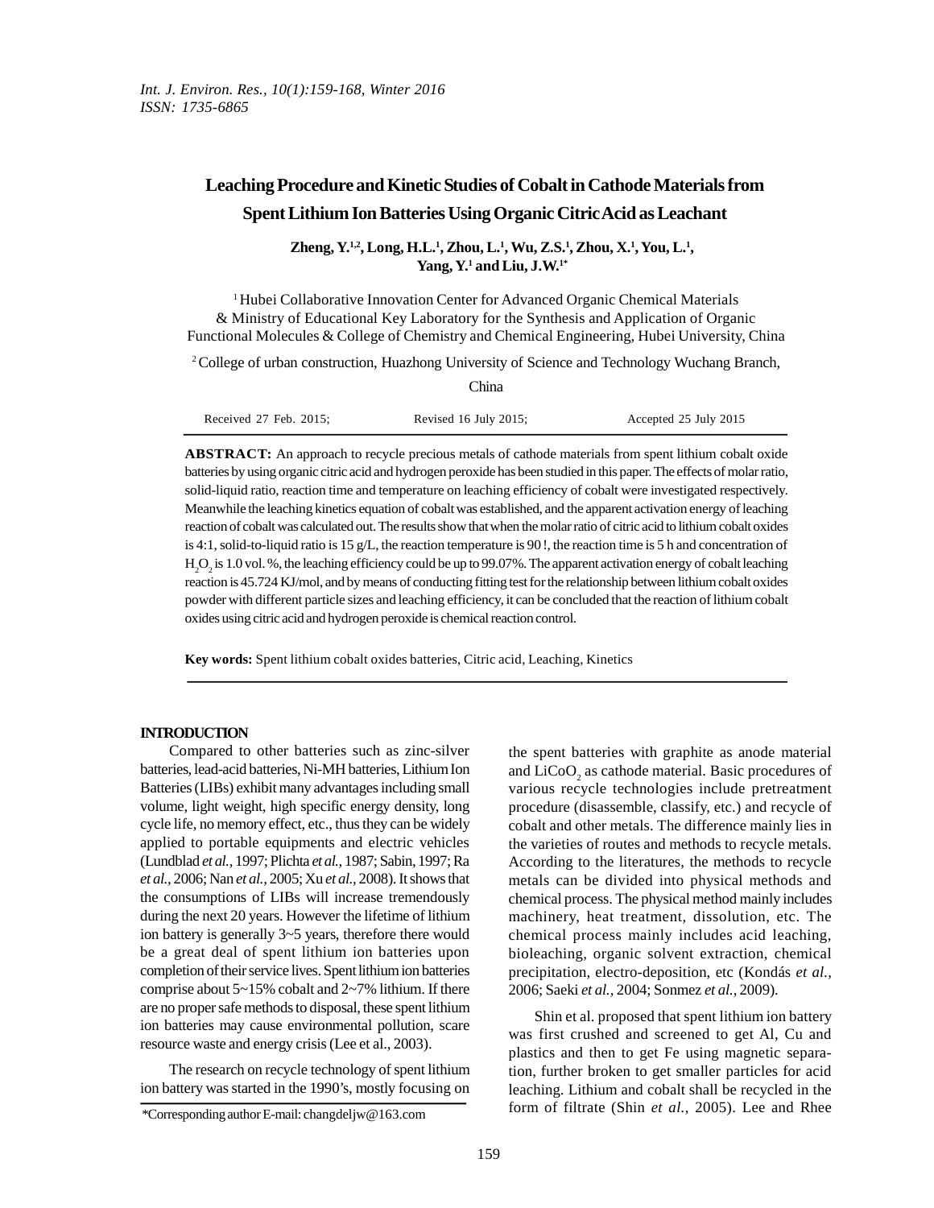# Leaching Procedure and Kinetic Studies of Cobalt in Cathode Materials from Spent Lithium Ion Batteries Using Organic Citric Acid as Leachant

**Zheng, Y.[1,2], Long, H.L.[1], Zhou, L.[1], Wu, Z.S.[1], Zhou, X.[1], You, L.[1], Yang, Y.[1] and Liu, J.W.[1*]**

[1] Hubei Collaborative Innovation Center for Advanced Organic Chemical Materials & Ministry of Educational Key Laboratory for the Synthesis and Application of Organic Functional Molecules & College of Chemistry and Chemical Engineering, Hubei University, China

[2] College of urban construction, Huazhong University of Science and Technology Wuchang Branch, China

Received 27 Feb. 2015; Revised 16 July 2015; Accepted 25 July 2015

**ABSTRACT:** An approach to recycle precious metals of cathode materials from spent lithium cobalt oxide batteries by using organic citric acid and hydrogen peroxide has been studied in this paper. The effects of molar ratio, solid-liquid ratio, reaction time and temperature on leaching efficiency of cobalt were investigated respectively. Meanwhile the leaching kinetics equation of cobalt was established, and the apparent activation energy of leaching reaction of cobalt was calculated out. The results show that when the molar ratio of citric acid to lithium cobalt oxides is 4:1, solid-to-liquid ratio is 15 g/L, the reaction temperature is 90 !, the reaction time is 5 h and concentration of $H_2O_2$ is 1.0 vol. %, the leaching efficiency could be up to 99.07%. The apparent activation energy of cobalt leaching reaction is 45.724 KJ/mol, and by means of conducting fitting test for the relationship between lithium cobalt oxides powder with different particle sizes and leaching efficiency, it can be concluded that the reaction of lithium cobalt oxides using citric acid and hydrogen peroxide is chemical reaction control.

**Key words:** Spent lithium cobalt oxides batteries, Citric acid, Leaching, Kinetics

## INTRODUCTION

Compared to other batteries such as zinc-silver batteries, lead-acid batteries, Ni-MH batteries, Lithium Ion Batteries (LIBs) exhibit many advantages including small volume, light weight, high specific energy density, long cycle life, no memory effect, etc., thus they can be widely applied to portable equipments and electric vehicles (Lundblad *et al.,* 1997; Plichta *et al.,* 1987; Sabin, 1997; Ra *et al.,* 2006; Nan *et al.,* 2005; Xu *et al.,* 2008). It shows that the consumptions of LIBs will increase tremendously during the next 20 years. However the lifetime of lithium ion battery is generally 3~5 years, therefore there would be a great deal of spent lithium ion batteries upon completion of their service lives. Spent lithium ion batteries comprise about 5~15% cobalt and 2~7% lithium. If there are no proper safe methods to disposal, these spent lithium ion batteries may cause environmental pollution, scare resource waste and energy crisis (Lee et al., 2003).

The research on recycle technology of spent lithium ion battery was started in the 1990's, mostly focusing on the spent batteries with graphite as anode material and $LiCoO_2$ as cathode material. Basic procedures of various recycle technologies include pretreatment procedure (disassemble, classify, etc.) and recycle of cobalt and other metals. The difference mainly lies in the varieties of routes and methods to recycle metals. According to the literatures, the methods to recycle metals can be divided into physical methods and chemical process. The physical method mainly includes machinery, heat treatment, dissolution, etc. The chemical process mainly includes acid leaching, bioleaching, organic solvent extraction, chemical precipitation, electro-deposition, etc (Kondás *et al.,* 2006; Saeki *et al.,* 2004; Sonmez *et al.,* 2009).

Shin et al. proposed that spent lithium ion battery was first crushed and screened to get Al, Cu and plastics and then to get Fe using magnetic separation, further broken to get smaller particles for acid leaching. Lithium and cobalt shall be recycled in the form of filtrate (Shin *et al.,* 2005). Lee and Rhee

*Corresponding author E-mail: changdeljw@163.com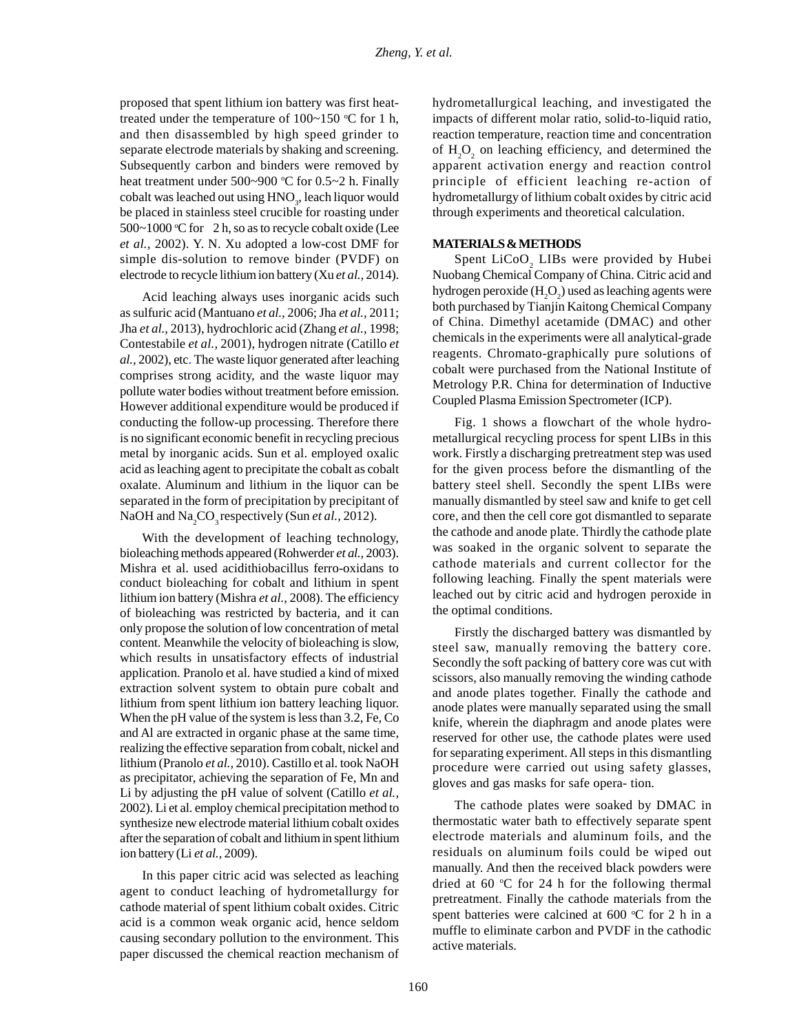proposed that spent lithium ion battery was first heat-treated under the temperature of 100~150 °C for 1 h, and then disassembled by high speed grinder to separate electrode materials by shaking and screening. Subsequently carbon and binders were removed by heat treatment under 500~900 °C for 0.5~2 h. Finally cobalt was leached out using $HNO_3$, leach liquor would be placed in stainless steel crucible for roasting under 500~1000 °C for 2 h, so as to recycle cobalt oxide (Lee *et al.,* 2002). Y. N. Xu adopted a low-cost DMF for simple dis-solution to remove binder (PVDF) on electrode to recycle lithium ion battery (Xu *et al.,* 2014).

Acid leaching always uses inorganic acids such as sulfuric acid (Mantuano *et al.,* 2006; Jha *et al.,* 2011; Jha *et al.,* 2013), hydrochloric acid (Zhang *et al.,* 1998; Contestabile *et al.,* 2001), hydrogen nitrate (Catillo *et al.,* 2002), etc. The waste liquor generated after leaching comprises strong acidity, and the waste liquor may pollute water bodies without treatment before emission. However additional expenditure would be produced if conducting the follow-up processing. Therefore there is no significant economic benefit in recycling precious metal by inorganic acids. Sun et al. employed oxalic acid as leaching agent to precipitate the cobalt as cobalt oxalate. Aluminum and lithium in the liquor can be separated in the form of precipitation by precipitant of NaOH and $Na_2CO_3$ respectively (Sun *et al.,* 2012).

With the development of leaching technology, bioleaching methods appeared (Rohwerder *et al.,* 2003). Mishra et al. used acidithiobacillus ferro-oxidans to conduct bioleaching for cobalt and lithium in spent lithium ion battery (Mishra *et al.*, 2008). The efficiency of bioleaching was restricted by bacteria, and it can only propose the solution of low concentration of metal content. Meanwhile the velocity of bioleaching is slow, which results in unsatisfactory effects of industrial application. Pranolo et al. have studied a kind of mixed extraction solvent system to obtain pure cobalt and lithium from spent lithium ion battery leaching liquor. When the pH value of the system is less than 3.2, Fe, Co and Al are extracted in organic phase at the same time, realizing the effective separation from cobalt, nickel and lithium (Pranolo *et al.,* 2010). Castillo et al. took NaOH as precipitator, achieving the separation of Fe, Mn and Li by adjusting the pH value of solvent (Catillo *et al.,* 2002). Li et al. employ chemical precipitation method to synthesize new electrode material lithium cobalt oxides after the separation of cobalt and lithium in spent lithium ion battery (Li *et al.,* 2009).

In this paper citric acid was selected as leaching agent to conduct leaching of hydrometallurgy for cathode material of spent lithium cobalt oxides. Citric acid is a common weak organic acid, hence seldom causing secondary pollution to the environment. This paper discussed the chemical reaction mechanism of hydrometallurgical leaching, and investigated the impacts of different molar ratio, solid-to-liquid ratio, reaction temperature, reaction time and concentration of $H_2O_2$ on leaching efficiency, and determined the apparent activation energy and reaction control principle of efficient leaching re-action of hydrometallurgy of lithium cobalt oxides by citric acid through experiments and theoretical calculation.

## MATERIALS & METHODS

Spent $LiCoO_2$ LIBs were provided by Hubei Nuobang Chemical Company of China. Citric acid and hydrogen peroxide ($H_2O_2$) used as leaching agents were both purchased by Tianjin Kaitong Chemical Company of China. Dimethyl acetamide (DMAC) and other chemicals in the experiments were all analytical-grade reagents. Chromato-graphically pure solutions of cobalt were purchased from the National Institute of Metrology P.R. China for determination of Inductive Coupled Plasma Emission Spectrometer (ICP).

Fig. 1 shows a flowchart of the whole hydro-metallurgical recycling process for spent LIBs in this work. Firstly a discharging pretreatment step was used for the given process before the dismantling of the battery steel shell. Secondly the spent LIBs were manually dismantled by steel saw and knife to get cell core, and then the cell core got dismantled to separate the cathode and anode plate. Thirdly the cathode plate was soaked in the organic solvent to separate the cathode materials and current collector for the following leaching. Finally the spent materials were leached out by citric acid and hydrogen peroxide in the optimal conditions.

Firstly the discharged battery was dismantled by steel saw, manually removing the battery core. Secondly the soft packing of battery core was cut with scissors, also manually removing the winding cathode and anode plates together. Finally the cathode and anode plates were manually separated using the small knife, wherein the diaphragm and anode plates were reserved for other use, the cathode plates were used for separating experiment. All steps in this dismantling procedure were carried out using safety glasses, gloves and gas masks for safe opera- tion.

The cathode plates were soaked by DMAC in thermostatic water bath to effectively separate spent electrode materials and aluminum foils, and the residuals on aluminum foils could be wiped out manually. And then the received black powders were dried at 60 °C for 24 h for the following thermal pretreatment. Finally the cathode materials from the spent batteries were calcined at 600 °C for 2 h in a muffle to eliminate carbon and PVDF in the cathodic active materials.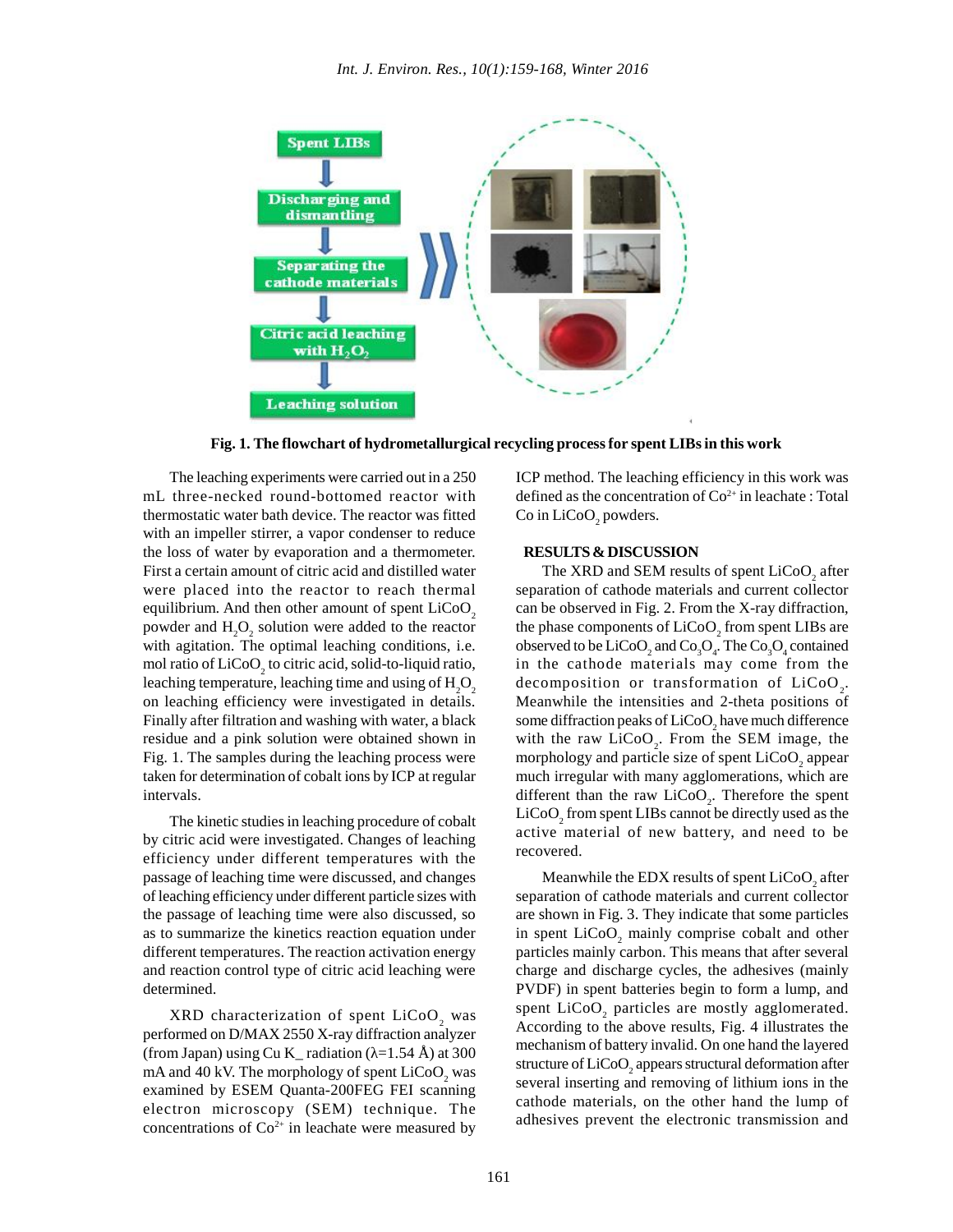**Fig. 1. The flowchart of hydrometallurgical recycling process for spent LIBs in this work**

The leaching experiments were carried out in a 250 mL three-necked round-bottomed reactor with thermostatic water bath device. The reactor was fitted with an impeller stirrer, a vapor condenser to reduce the loss of water by evaporation and a thermometer. First a certain amount of citric acid and distilled water were placed into the reactor to reach thermal equilibrium. And then other amount of spent $LiCoO_2$ powder and $H_2O_2$ solution were added to the reactor with agitation. The optimal leaching conditions, i.e. mol ratio of $LiCoO_2$ to citric acid, solid-to-liquid ratio, leaching temperature, leaching time and using of $H_2O_2$ on leaching efficiency were investigated in details. Finally after filtration and washing with water, a black residue and a pink solution were obtained shown in Fig. 1. The samples during the leaching process were taken for determination of cobalt ions by ICP at regular intervals.

The kinetic studies in leaching procedure of cobalt by citric acid were investigated. Changes of leaching efficiency under different temperatures with the passage of leaching time were discussed, and changes of leaching efficiency under different particle sizes with the passage of leaching time were also discussed, so as to summarize the kinetics reaction equation under different temperatures. The reaction activation energy and reaction control type of citric acid leaching were determined.

XRD characterization of spent $LiCoO_2$ was performed on D/MAX 2550 X-ray diffraction analyzer (from Japan) using Cu K_ radiation ($\lambda$=1.54 Å) at 300 mA and 40 kV. The morphology of spent $LiCoO_2$ was examined by ESEM Quanta-200FEG FEI scanning electron microscopy (SEM) technique. The concentrations of $Co^{2+}$ in leachate were measured by ICP method. The leaching efficiency in this work was defined as the concentration of $Co^{2+}$ in leachate : Total Co in $LiCoO_2$ powders.

## RESULTS & DISCUSSION

The XRD and SEM results of spent $LiCoO_2$ after separation of cathode materials and current collector can be observed in Fig. 2. From the X-ray diffraction, the phase components of $LiCoO_2$ from spent LIBs are observed to be $LiCoO_2$ and $Co_3O_4$. The $Co_3O_4$ contained in the cathode materials may come from the decomposition or transformation of $LiCoO_2$. Meanwhile the intensities and 2-theta positions of some diffraction peaks of $LiCoO_2$ have much difference with the raw $LiCoO_2$. From the SEM image, the morphology and particle size of spent $LiCoO_2$ appear much irregular with many agglomerations, which are different than the raw $LiCoO_2$. Therefore the spent $LiCoO_2$ from spent LIBs cannot be directly used as the active material of new battery, and need to be recovered.

Meanwhile the EDX results of spent $LiCoO_2$ after separation of cathode materials and current collector are shown in Fig. 3. They indicate that some particles in spent $LiCoO_2$ mainly comprise cobalt and other particles mainly carbon. This means that after several charge and discharge cycles, the adhesives (mainly PVDF) in spent batteries begin to form a lump, and spent $LiCoO_2$ particles are mostly agglomerated. According to the above results, Fig. 4 illustrates the mechanism of battery invalid. On one hand the layered structure of $LiCoO_2$ appears structural deformation after several inserting and removing of lithium ions in the cathode materials, on the other hand the lump of adhesives prevent the electronic transmission and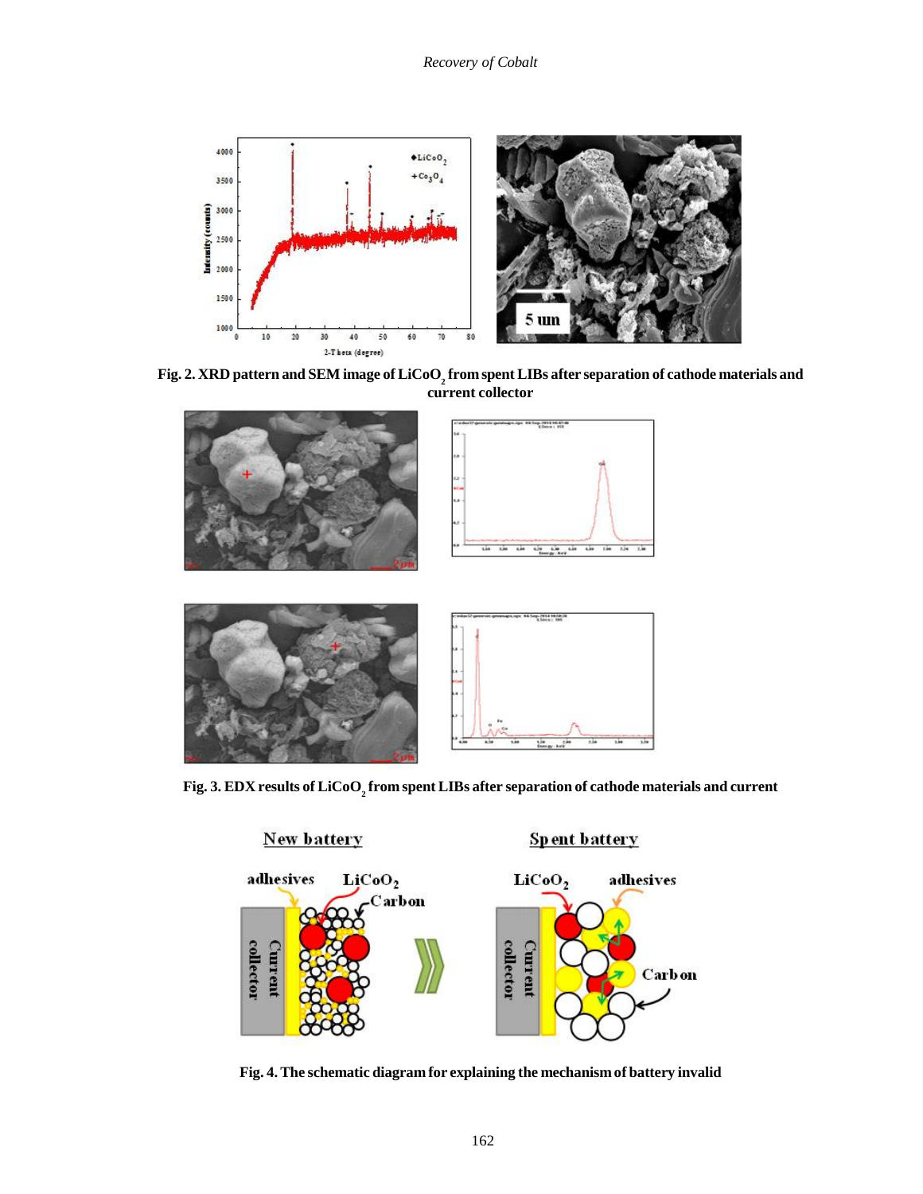**Fig. 2. XRD pattern and SEM image of $LiCoO_2$ from spent LIBs after separation of cathode materials and current collector**

**Fig. 3. EDX results of $LiCoO_2$ from spent LIBs after separation of cathode materials and current**

**Fig. 4. The schematic diagram for explaining the mechanism of battery invalid**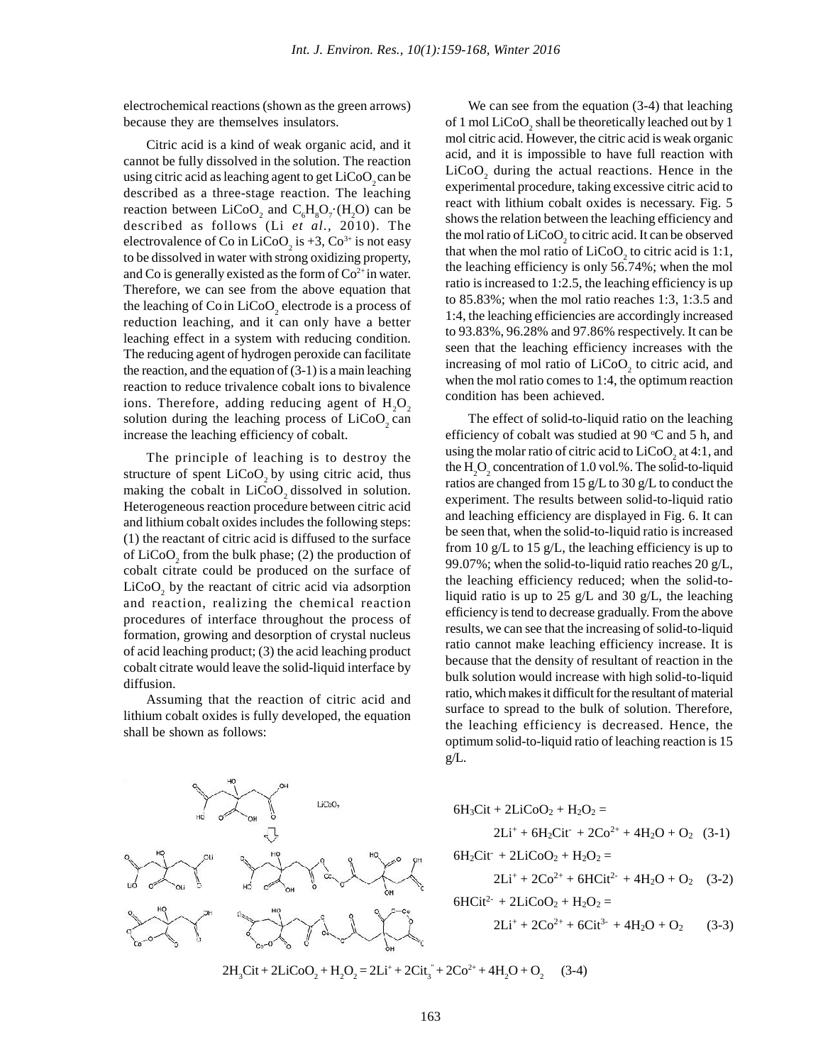electrochemical reactions (shown as the green arrows) because they are themselves insulators.

Citric acid is a kind of weak organic acid, and it cannot be fully dissolved in the solution. The reaction using citric acid as leaching agent to get $LiCoO_2$ can be described as a three-stage reaction. The leaching reaction between $LiCoO_2$ and $C_6H_8O_7{\cdot}(H_2O)$ can be described as follows (Li *et al.*, 2010). The electrovalence of Co in $LiCoO_2$ is +3, $Co^{3+}$ is not easy to be dissolved in water with strong oxidizing property, and Co is generally existed as the form of $Co^{2+}$ in water. Therefore, we can see from the above equation that the leaching of Co in $LiCoO_2$ electrode is a process of reduction leaching, and it can only have a better leaching effect in a system with reducing condition. The reducing agent of hydrogen peroxide can facilitate the reaction, and the equation of (3-1) is a main leaching reaction to reduce trivalence cobalt ions to bivalence ions. Therefore, adding reducing agent of $H_2O_2$ solution during the leaching process of $LiCoO_2$ can increase the leaching efficiency of cobalt.

The principle of leaching is to destroy the structure of spent $LiCoO_2$ by using citric acid, thus making the cobalt in $LiCoO_2$ dissolved in solution. Heterogeneous reaction procedure between citric acid and lithium cobalt oxides includes the following steps: (1) the reactant of citric acid is diffused to the surface of $LiCoO_2$ from the bulk phase; (2) the production of cobalt citrate could be produced on the surface of $LiCoO_2$ by the reactant of citric acid via adsorption and reaction, realizing the chemical reaction procedures of interface throughout the process of formation, growing and desorption of crystal nucleus of acid leaching product; (3) the acid leaching product cobalt citrate would leave the solid-liquid interface by diffusion.

Assuming that the reaction of citric acid and lithium cobalt oxides is fully developed, the equation shall be shown as follows:

We can see from the equation (3-4) that leaching of 1 mol $LiCoO_2$ shall be theoretically leached out by 1 mol citric acid. However, the citric acid is weak organic acid, and it is impossible to have full reaction with $LiCoO_2$ during the actual reactions. Hence in the experimental procedure, taking excessive citric acid to react with lithium cobalt oxides is necessary. Fig. 5 shows the relation between the leaching efficiency and the mol ratio of $LiCoO_2$ to citric acid. It can be observed that when the mol ratio of $LiCoO_2$ to citric acid is 1:1, the leaching efficiency is only 56.74%; when the mol ratio is increased to 1:2.5, the leaching efficiency is up to 85.83%; when the mol ratio reaches 1:3, 1:3.5 and 1:4, the leaching efficiencies are accordingly increased to 93.83%, 96.28% and 97.86% respectively. It can be seen that the leaching efficiency increases with the increasing of mol ratio of $LiCoO_2$ to citric acid, and when the mol ratio comes to 1:4, the optimum reaction condition has been achieved.

The effect of solid-to-liquid ratio on the leaching efficiency of cobalt was studied at 90 °C and 5 h, and using the molar ratio of citric acid to $LiCoO_2$ at 4:1, and the $H_2O_2$ concentration of 1.0 vol.%. The solid-to-liquid ratios are changed from 15 g/L to 30 g/L to conduct the experiment. The results between solid-to-liquid ratio and leaching efficiency are displayed in Fig. 6. It can be seen that, when the solid-to-liquid ratio is increased from 10 g/L to 15 g/L, the leaching efficiency is up to 99.07%; when the solid-to-liquid ratio reaches 20 g/L, the leaching efficiency reduced; when the solid-to-liquid ratio is up to 25 g/L and 30 g/L, the leaching efficiency is tend to decrease gradually. From the above results, we can see that the increasing of solid-to-liquid ratio cannot make leaching efficiency increase. It is because that the density of resultant of reaction in the bulk solution would increase with high solid-to-liquid ratio, which makes it difficult for the resultant of material surface to spread to the bulk of solution. Therefore, the leaching efficiency is decreased. Hence, the optimum solid-to-liquid ratio of leaching reaction is 15 g/L.

$$6H_3Cit + 2LiCoO_2 + H_2O_2 = 2Li^+ + 6H_2Cit^- + 2Co^{2+} + 4H_2O + O_2 \quad (3\text{-}1)$$

$$6H_2Cit^- + 2LiCoO_2 + H_2O_2 = 2Li^+ + 2Co^{2+} + 6HCit^{2-} + 4H_2O + O_2 \quad (3\text{-}2)$$

$$6HCit^{2-} + 2LiCoO_2 + H_2O_2 = 2Li^+ + 2Co^{2+} + 6Cit^{3-} + 4H_2O + O_2 \quad (3\text{-}3)$$

$$2H_3Cit + 2LiCoO_2 + H_2O_2 = 2Li^+ + 2Cit_3^{''} + 2Co^{2+} + 4H_2O + O_2 \quad (3\text{-}4)$$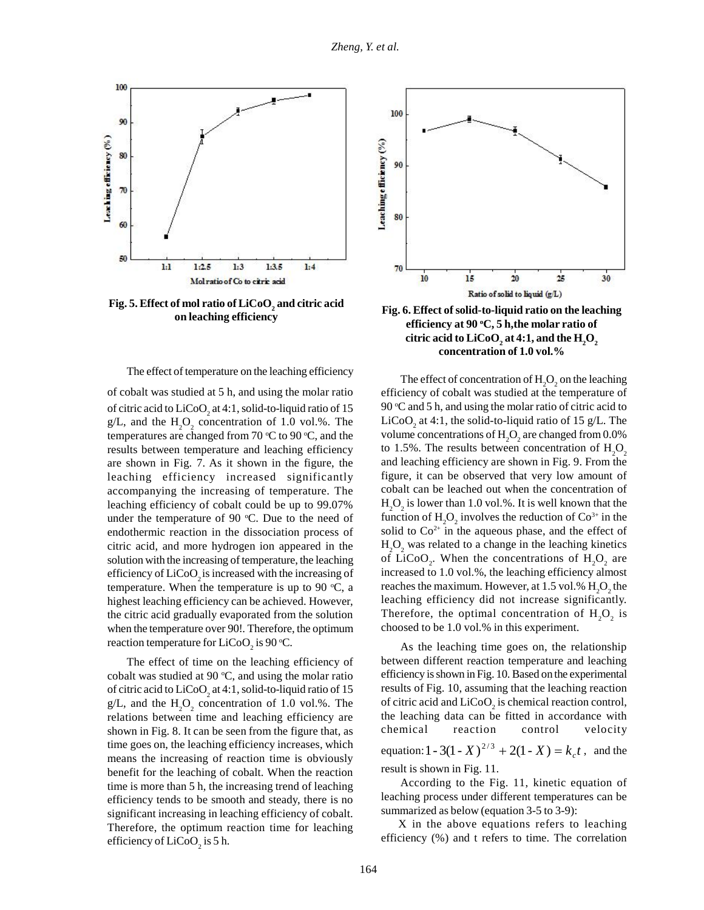Fig. 5. Effect of mol ratio of $LiCoO_2$ and citric acid on leaching efficiency

Fig. 6. Effect of solid-to-liquid ratio on the leaching efficiency at 90 °C, 5 h, the molar ratio of citric acid to $LiCoO_2$ at 4:1, and the $H_2O_2$ concentration of 1.0 vol.%

The effect of temperature on the leaching efficiency of cobalt was studied at 5 h, and using the molar ratio of citric acid to $LiCoO_2$ at 4:1, solid-to-liquid ratio of 15 g/L, and the $H_2O_2$ concentration of 1.0 vol.%. The temperatures are changed from 70 °C to 90 °C, and the results between temperature and leaching efficiency are shown in Fig. 7. As it shown in the figure, the leaching efficiency increased significantly accompanying the increasing of temperature. The leaching efficiency of cobalt could be up to 99.07% under the temperature of 90 °C. Due to the need of endothermic reaction in the dissociation process of citric acid, and more hydrogen ion appeared in the solution with the increasing of temperature, the leaching efficiency of $LiCoO_2$ is increased with the increasing of temperature. When the temperature is up to 90 °C, a highest leaching efficiency can be achieved. However, the citric acid gradually evaporated from the solution when the temperature over 90!. Therefore, the optimum reaction temperature for $LiCoO_2$ is 90 °C.

The effect of time on the leaching efficiency of cobalt was studied at 90 °C, and using the molar ratio of citric acid to $LiCoO_2$ at 4:1, solid-to-liquid ratio of 15 g/L, and the $H_2O_2$ concentration of 1.0 vol.%. The relations between time and leaching efficiency are shown in Fig. 8. It can be seen from the figure that, as time goes on, the leaching efficiency increases, which means the increasing of reaction time is obviously benefit for the leaching of cobalt. When the reaction time is more than 5 h, the increasing trend of leaching efficiency tends to be smooth and steady, there is no significant increasing in leaching efficiency of cobalt. Therefore, the optimum reaction time for leaching efficiency of $LiCoO_2$ is 5 h.

The effect of concentration of $H_2O_2$ on the leaching efficiency of cobalt was studied at the temperature of 90 °C and 5 h, and using the molar ratio of citric acid to $LiCoO_2$ at 4:1, the solid-to-liquid ratio of 15 g/L. The volume concentrations of $H_2O_2$ are changed from 0.0% to 1.5%. The results between concentration of $H_2O_2$ and leaching efficiency are shown in Fig. 9. From the figure, it can be observed that very low amount of cobalt can be leached out when the concentration of $H_2O_2$ is lower than 1.0 vol.%. It is well known that the function of $H_2O_2$ involves the reduction of $Co^{3+}$ in the solid to $Co^{2+}$ in the aqueous phase, and the effect of $H_2O_2$ was related to a change in the leaching kinetics of $LiCoO_2$. When the concentrations of $H_2O_2$ are increased to 1.0 vol.%, the leaching efficiency almost reaches the maximum. However, at 1.5 vol.% $H_2O_2$ the leaching efficiency did not increase significantly. Therefore, the optimal concentration of $H_2O_2$ is choosed to be 1.0 vol.% in this experiment.

As the leaching time goes on, the relationship between different reaction temperature and leaching efficiency is shown in Fig. 10. Based on the experimental results of Fig. 10, assuming that the leaching reaction of citric acid and $LiCoO_2$ is chemical reaction control, the leaching data can be fitted in accordance with chemical reaction control velocity equation: $1-3(1-X)^{2/3}+2(1-X)=k_c t$, and the result is shown in Fig. 11.

According to the Fig. 11, kinetic equation of leaching process under different temperatures can be summarized as below (equation 3-5 to 3-9):

X in the above equations refers to leaching efficiency (%) and t refers to time. The correlation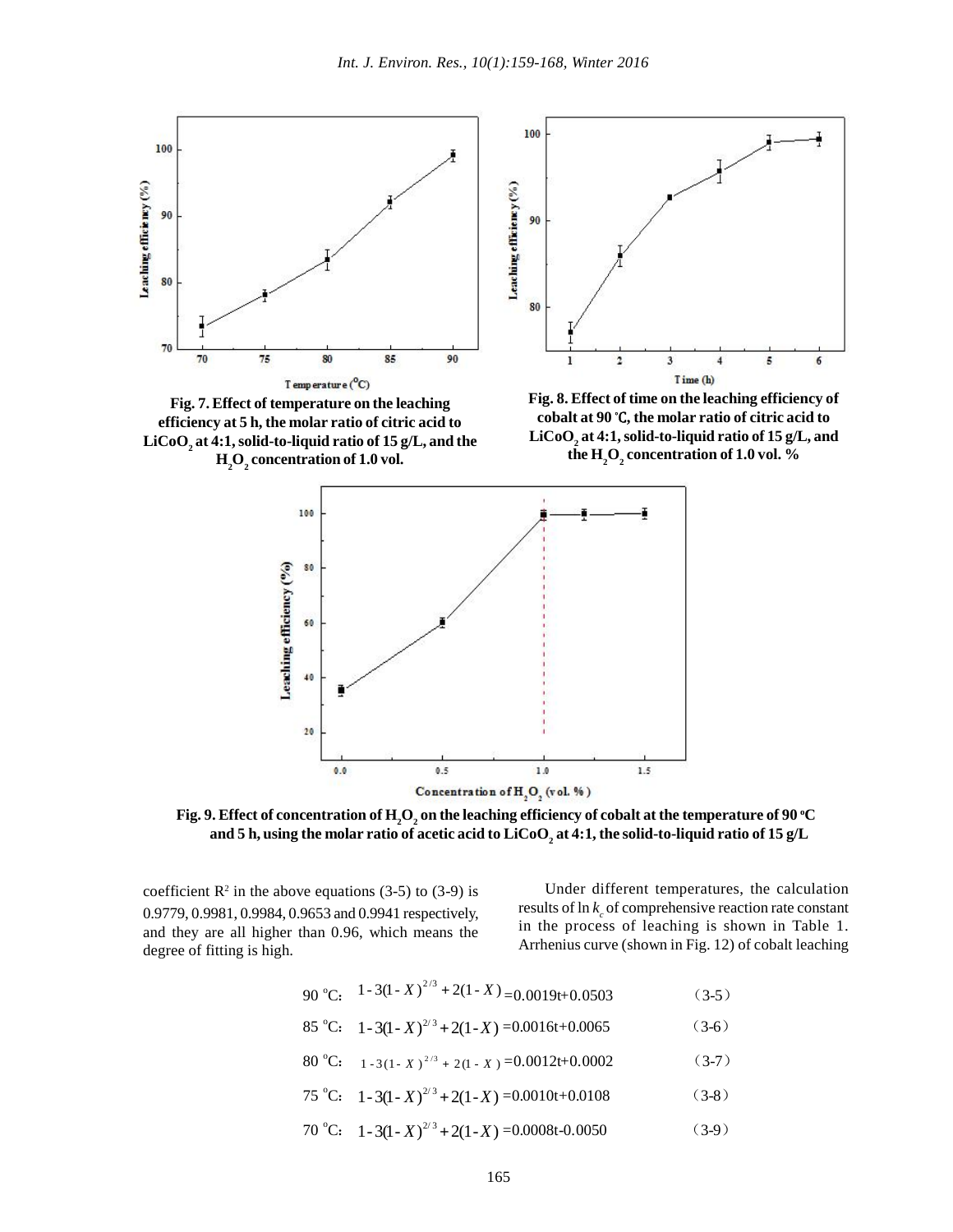Fig. 7. Effect of temperature on the leaching efficiency at 5 h, the molar ratio of citric acid to $LiCoO_2$ at 4:1, solid-to-liquid ratio of 15 g/L, and the $H_2O_2$ concentration of 1.0 vol.

Fig. 8. Effect of time on the leaching efficiency of cobalt at 90 ℃, the molar ratio of citric acid to $LiCoO_2$ at 4:1, solid-to-liquid ratio of 15 g/L, and the $H_2O_2$ concentration of 1.0 vol. %

Fig. 9. Effect of concentration of $H_2O_2$ on the leaching efficiency of cobalt at the temperature of 90 °C and 5 h, using the molar ratio of acetic acid to $LiCoO_2$ at 4:1, the solid-to-liquid ratio of 15 g/L

coefficient $R^2$ in the above equations (3-5) to (3-9) is 0.9779, 0.9981, 0.9984, 0.9653 and 0.9941 respectively, and they are all higher than 0.96, which means the degree of fitting is high.

Under different temperatures, the calculation results of $\ln k_c$ of comprehensive reaction rate constant in the process of leaching is shown in Table 1. Arrhenius curve (shown in Fig. 12) of cobalt leaching

$$90\ ^{\circ}\text{C}:\quad 1-3(1-X)^{2/3}+2(1-X)=0.0019t+0.0503 \qquad (3\text{-}5)$$

$$85\ ^{\circ}\text{C}:\quad 1-3(1-X)^{2/3}+2(1-X)=0.0016t+0.0065 \qquad (3\text{-}6)$$

$$80\ ^{\circ}\text{C}:\quad 1-3(1-X)^{2/3}+2(1-X)=0.0012t+0.0002 \qquad (3\text{-}7)$$

$$75\ ^{\circ}\text{C}:\quad 1-3(1-X)^{2/3}+2(1-X)=0.0010t+0.0108 \qquad (3\text{-}8)$$

$$70\ ^{\circ}\text{C}:\quad 1-3(1-X)^{2/3}+2(1-X)=0.0008t-0.0050 \qquad (3\text{-}9)$$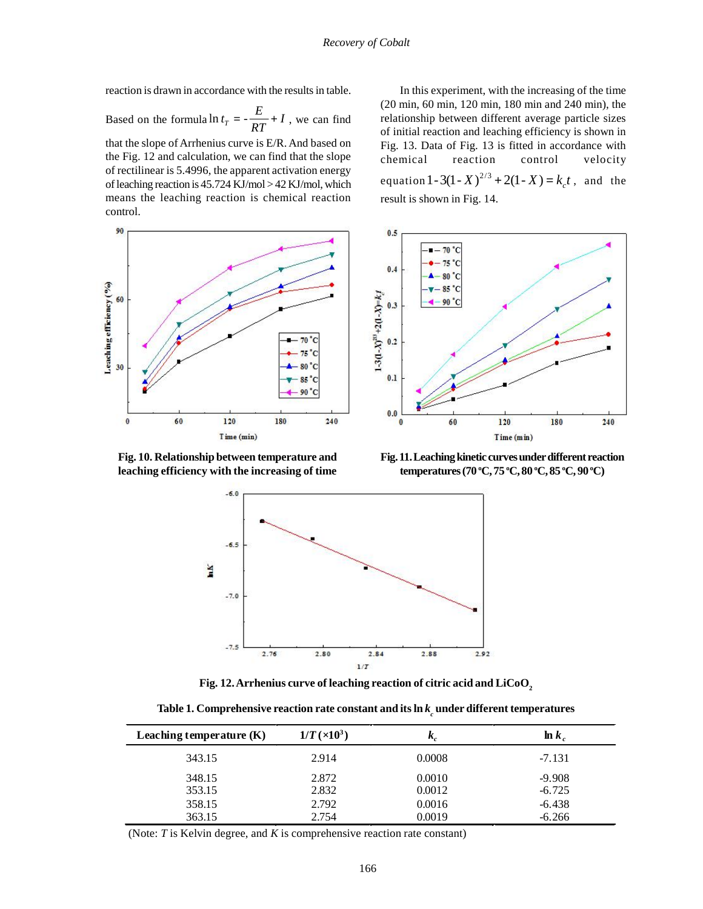reaction is drawn in accordance with the results in table.

Based on the formula $\ln t_T = -\dfrac{E}{RT} + I$, we can find that the slope of Arrhenius curve is E/R. And based on the Fig. 12 and calculation, we can find that the slope of rectilinear is 5.4996, the apparent activation energy of leaching reaction is 45.724 KJ/mol > 42 KJ/mol, which means the leaching reaction is chemical reaction control.

In this experiment, with the increasing of the time (20 min, 60 min, 120 min, 180 min and 240 min), the relationship between different average particle sizes of initial reaction and leaching efficiency is shown in Fig. 13. Data of Fig. 13 is fitted in accordance with chemical reaction control velocity equation $1-3(1-X)^{2/3}+2(1-X)=k_c t$, and the result is shown in Fig. 14.

**Fig. 10. Relationship between temperature and leaching efficiency with the increasing of time**

**Fig. 11. Leaching kinetic curves under different reaction temperatures (70 ºC, 75 ºC, 80 ºC, 85 ºC, 90 ºC)**

**Fig. 12. Arrhenius curve of leaching reaction of citric acid and $LiCoO_2$**

**Table 1. Comprehensive reaction rate constant and its $\ln k_c$ under different temperatures**

| Leaching temperature (K) | $1/T$ ($\times 10^3$) | $k_c$ | $\ln k_c$ |
|---|---|---|---|
| 343.15 | 2.914 | 0.0008 | -7.131 |
| 348.15 | 2.872 | 0.0010 | -9.908 |
| 353.15 | 2.832 | 0.0012 | -6.725 |
| 358.15 | 2.792 | 0.0016 | -6.438 |
| 363.15 | 2.754 | 0.0019 | -6.266 |

(Note: $T$ is Kelvin degree, and $K$ is comprehensive reaction rate constant)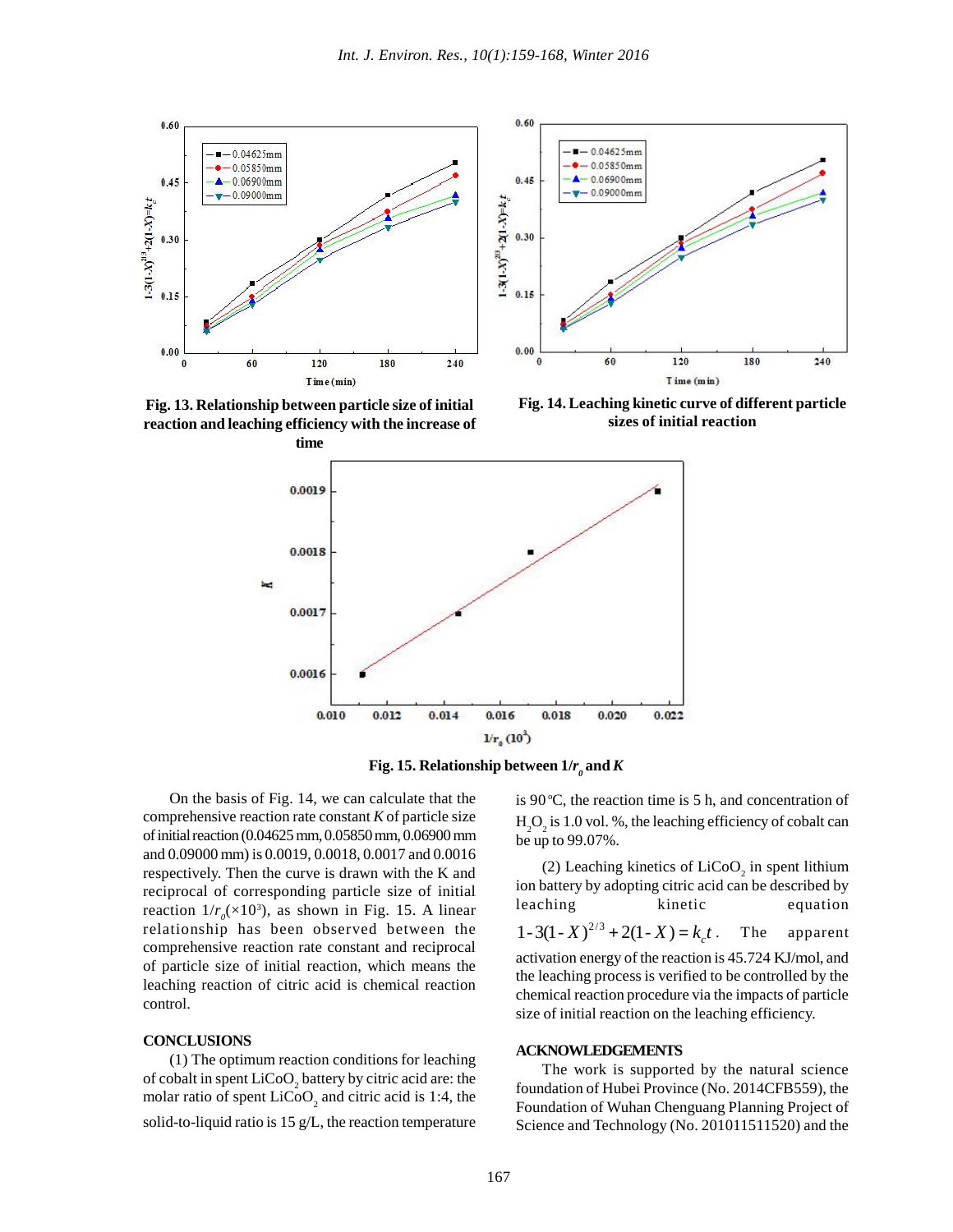Fig. 13. Relationship between particle size of initial reaction and leaching efficiency with the increase of time

Fig. 14. Leaching kinetic curve of different particle sizes of initial reaction

Fig. 15. Relationship between $1/r_0$ and $K$

On the basis of Fig. 14, we can calculate that the comprehensive reaction rate constant $K$ of particle size of initial reaction (0.04625 mm, 0.05850 mm, 0.06900 mm and 0.09000 mm) is 0.0019, 0.0018, 0.0017 and 0.0016 respectively. Then the curve is drawn with the K and reciprocal of corresponding particle size of initial reaction $1/r_0$($\times 10^3$), as shown in Fig. 15. A linear relationship has been observed between the comprehensive reaction rate constant and reciprocal of particle size of initial reaction, which means the leaching reaction of citric acid is chemical reaction control.

## CONCLUSIONS

(1) The optimum reaction conditions for leaching of cobalt in spent $LiCoO_2$ battery by citric acid are: the molar ratio of spent $LiCoO_2$ and citric acid is 1:4, the solid-to-liquid ratio is 15 g/L, the reaction temperature is 90 °C, the reaction time is 5 h, and concentration of $H_2O_2$ is 1.0 vol. %, the leaching efficiency of cobalt can be up to 99.07%.

(2) Leaching kinetics of $LiCoO_2$ in spent lithium ion battery by adopting citric acid can be described by leaching kinetic equation $1-3(1-X)^{2/3}+2(1-X)=k_c t$. The apparent activation energy of the reaction is 45.724 KJ/mol, and the leaching process is verified to be controlled by the chemical reaction procedure via the impacts of particle size of initial reaction on the leaching efficiency.

## ACKNOWLEDGEMENTS

The work is supported by the natural science foundation of Hubei Province (No. 2014CFB559), the Foundation of Wuhan Chenguang Planning Project of Science and Technology (No. 201011511520) and the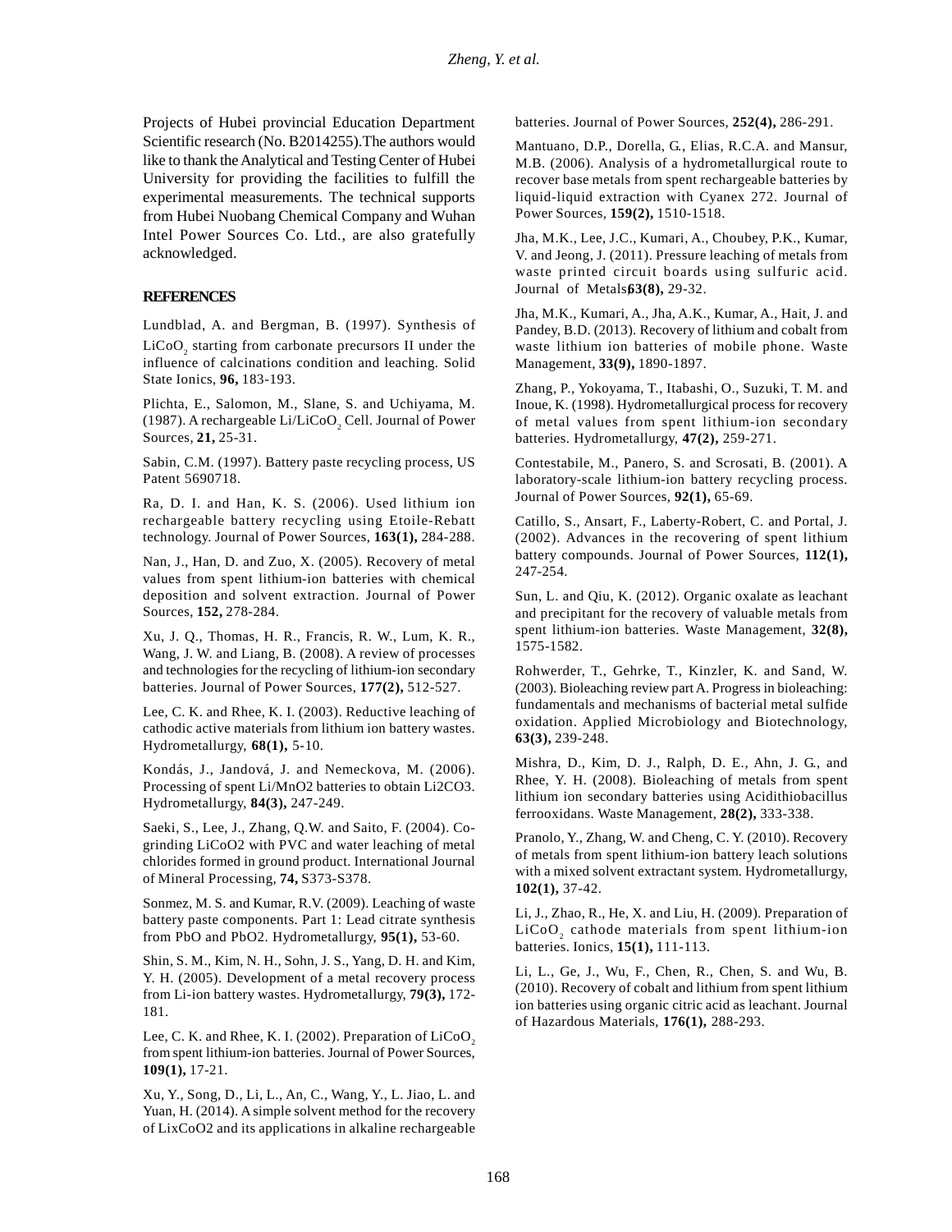Projects of Hubei provincial Education Department Scientific research (No. B2014255).The authors would like to thank the Analytical and Testing Center of Hubei University for providing the facilities to fulfill the experimental measurements. The technical supports from Hubei Nuobang Chemical Company and Wuhan Intel Power Sources Co. Ltd., are also gratefully acknowledged.

## REFERENCES

Lundblad, A. and Bergman, B. (1997). Synthesis of $LiCoO_2$ starting from carbonate precursors II under the influence of calcinations condition and leaching. Solid State Ionics, **96,** 183-193.

Plichta, E., Salomon, M., Slane, S. and Uchiyama, M. (1987). A rechargeable Li/$LiCoO_2$ Cell. Journal of Power Sources, **21,** 25-31.

Sabin, C.M. (1997). Battery paste recycling process, US Patent 5690718.

Ra, D. I. and Han, K. S. (2006). Used lithium ion rechargeable battery recycling using Etoile-Rebatt technology. Journal of Power Sources, **163(1),** 284-288.

Nan, J., Han, D. and Zuo, X. (2005). Recovery of metal values from spent lithium-ion batteries with chemical deposition and solvent extraction. Journal of Power Sources, **152,** 278-284.

Xu, J. Q., Thomas, H. R., Francis, R. W., Lum, K. R., Wang, J. W. and Liang, B. (2008). A review of processes and technologies for the recycling of lithium-ion secondary batteries. Journal of Power Sources, **177(2),** 512-527.

Lee, C. K. and Rhee, K. I. (2003). Reductive leaching of cathodic active materials from lithium ion battery wastes. Hydrometallurgy, **68(1),** 5-10.

Kondás, J., Jandová, J. and Nemeckova, M. (2006). Processing of spent Li/MnO2 batteries to obtain Li2CO3. Hydrometallurgy, **84(3),** 247-249.

Saeki, S., Lee, J., Zhang, Q.W. and Saito, F. (2004). Co-grinding LiCoO2 with PVC and water leaching of metal chlorides formed in ground product. International Journal of Mineral Processing, **74,** S373-S378.

Sonmez, M. S. and Kumar, R.V. (2009). Leaching of waste battery paste components. Part 1: Lead citrate synthesis from PbO and PbO2. Hydrometallurgy, **95(1),** 53-60.

Shin, S. M., Kim, N. H., Sohn, J. S., Yang, D. H. and Kim, Y. H. (2005). Development of a metal recovery process from Li-ion battery wastes. Hydrometallurgy, **79(3),** 172-181.

Lee, C. K. and Rhee, K. I. (2002). Preparation of $LiCoO_2$ from spent lithium-ion batteries. Journal of Power Sources, **109(1),** 17-21.

Xu, Y., Song, D., Li, L., An, C., Wang, Y., L. Jiao, L. and Yuan, H. (2014). A simple solvent method for the recovery of LixCoO2 and its applications in alkaline rechargeable batteries. Journal of Power Sources, **252(4),** 286-291.

Mantuano, D.P., Dorella, G., Elias, R.C.A. and Mansur, M.B. (2006). Analysis of a hydrometallurgical route to recover base metals from spent rechargeable batteries by liquid-liquid extraction with Cyanex 272. Journal of Power Sources, **159(2),** 1510-1518.

Jha, M.K., Lee, J.C., Kumari, A., Choubey, P.K., Kumar, V. and Jeong, J. (2011). Pressure leaching of metals from waste printed circuit boards using sulfuric acid. Journal of Metals, **63(8),** 29-32.

Jha, M.K., Kumari, A., Jha, A.K., Kumar, A., Hait, J. and Pandey, B.D. (2013). Recovery of lithium and cobalt from waste lithium ion batteries of mobile phone. Waste Management, **33(9),** 1890-1897.

Zhang, P., Yokoyama, T., Itabashi, O., Suzuki, T. M. and Inoue, K. (1998). Hydrometallurgical process for recovery of metal values from spent lithium-ion secondary batteries. Hydrometallurgy, **47(2),** 259-271.

Contestabile, M., Panero, S. and Scrosati, B. (2001). A laboratory-scale lithium-ion battery recycling process. Journal of Power Sources, **92(1),** 65-69.

Catillo, S., Ansart, F., Laberty-Robert, C. and Portal, J. (2002). Advances in the recovering of spent lithium battery compounds. Journal of Power Sources, **112(1),** 247-254.

Sun, L. and Qiu, K. (2012). Organic oxalate as leachant and precipitant for the recovery of valuable metals from spent lithium-ion batteries. Waste Management, **32(8),** 1575-1582.

Rohwerder, T., Gehrke, T., Kinzler, K. and Sand, W. (2003). Bioleaching review part A. Progress in bioleaching: fundamentals and mechanisms of bacterial metal sulfide oxidation. Applied Microbiology and Biotechnology, **63(3),** 239-248.

Mishra, D., Kim, D. J., Ralph, D. E., Ahn, J. G., and Rhee, Y. H. (2008). Bioleaching of metals from spent lithium ion secondary batteries using Acidithiobacillus ferrooxidans. Waste Management, **28(2),** 333-338.

Pranolo, Y., Zhang, W. and Cheng, C. Y. (2010). Recovery of metals from spent lithium-ion battery leach solutions with a mixed solvent extractant system. Hydrometallurgy, **102(1),** 37-42.

Li, J., Zhao, R., He, X. and Liu, H. (2009). Preparation of $LiCoO_2$ cathode materials from spent lithium-ion batteries. Ionics, **15(1),** 111-113.

Li, L., Ge, J., Wu, F., Chen, R., Chen, S. and Wu, B. (2010). Recovery of cobalt and lithium from spent lithium ion batteries using organic citric acid as leachant. Journal of Hazardous Materials, **176(1),** 288-293.